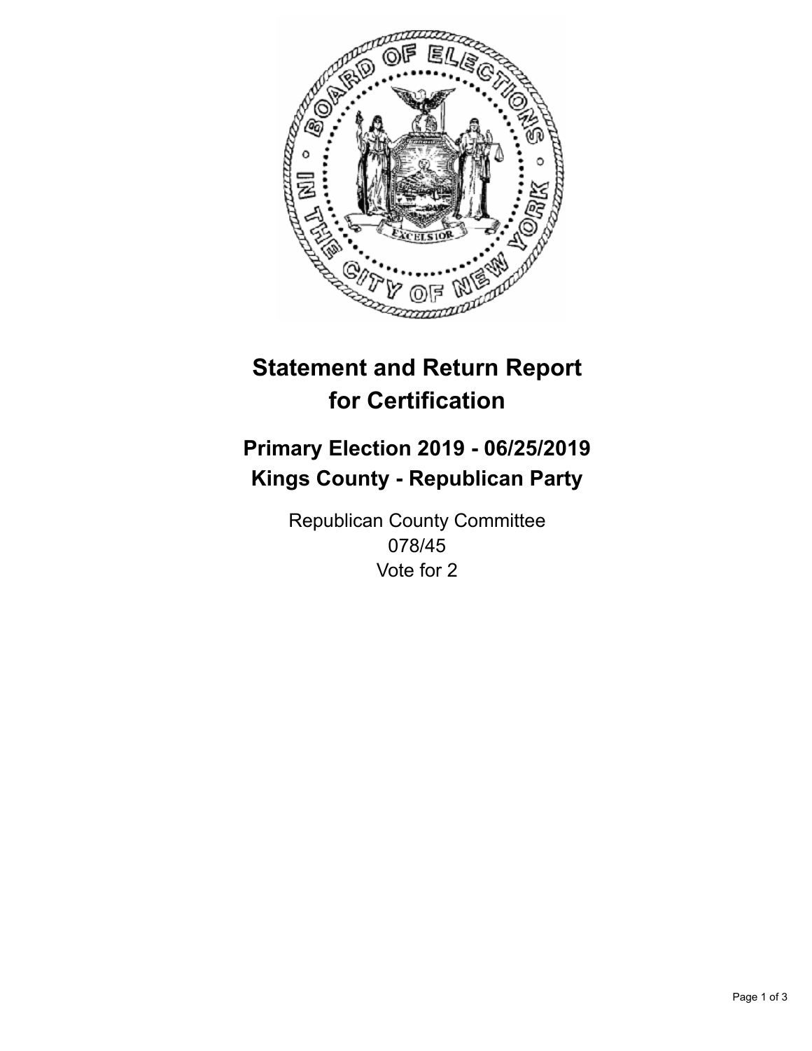# Statement and Return Report for Certification

## Primary Election 2019 - 06/25/2019
## Kings County - Republican Party

Republican County Committee
078/45
Vote for 2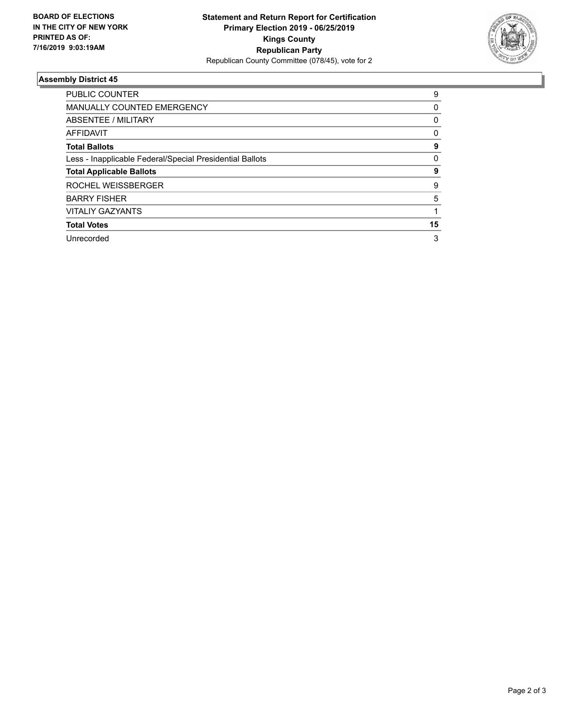**BOARD OF ELECTIONS IN THE CITY OF NEW YORK PRINTED AS OF: 7/16/2019 9:03:19AM**

**Statement and Return Report for Certification**
**Primary Election 2019 - 06/25/2019**
**Kings County**
**Republican Party**
Republican County Committee (078/45), vote for 2

### Assembly District 45

| | |
|---|---|
| PUBLIC COUNTER | 9 |
| MANUALLY COUNTED EMERGENCY | 0 |
| ABSENTEE / MILITARY | 0 |
| AFFIDAVIT | 0 |
| **Total Ballots** | **9** |
| Less - Inapplicable Federal/Special Presidential Ballots | 0 |
| **Total Applicable Ballots** | **9** |
| ROCHEL WEISSBERGER | 9 |
| BARRY FISHER | 5 |
| VITALIY GAZYANTS | 1 |
| **Total Votes** | **15** |
| Unrecorded | 3 |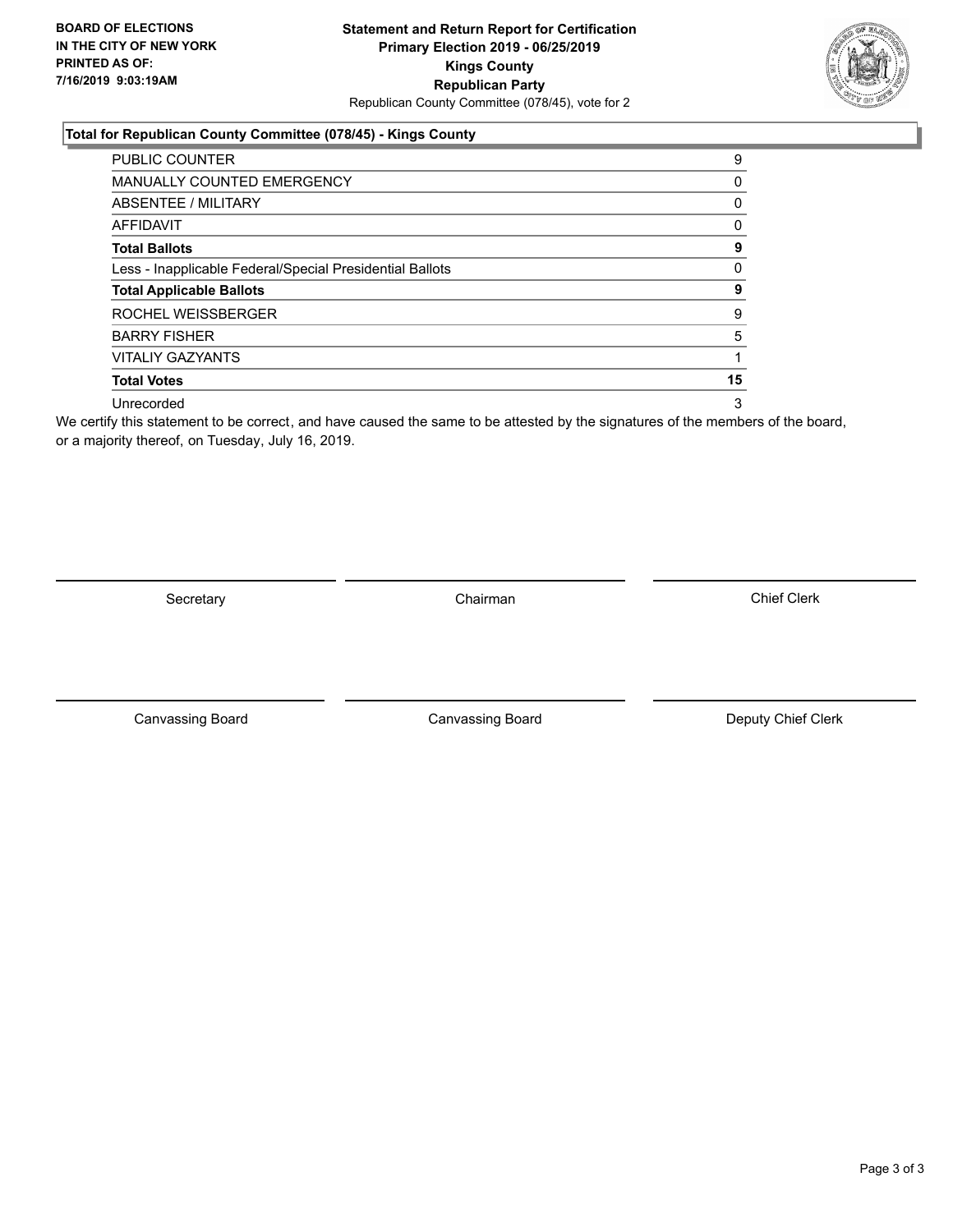**BOARD OF ELECTIONS IN THE CITY OF NEW YORK PRINTED AS OF: 7/16/2019 9:03:19AM**

**Statement and Return Report for Certification**
**Primary Election 2019 - 06/25/2019**
**Kings County**
**Republican Party**
Republican County Committee (078/45), vote for 2

### Total for Republican County Committee (078/45) - Kings County

| | |
|---|---|
| PUBLIC COUNTER | 9 |
| MANUALLY COUNTED EMERGENCY | 0 |
| ABSENTEE / MILITARY | 0 |
| AFFIDAVIT | 0 |
| **Total Ballots** | **9** |
| Less - Inapplicable Federal/Special Presidential Ballots | 0 |
| **Total Applicable Ballots** | **9** |
| ROCHEL WEISSBERGER | 9 |
| BARRY FISHER | 5 |
| VITALIY GAZYANTS | 1 |
| **Total Votes** | **15** |
| Unrecorded | 3 |

We certify this statement to be correct, and have caused the same to be attested by the signatures of the members of the board, or a majority thereof, on Tuesday, July 16, 2019.

Secretary

Chairman

Chief Clerk

Canvassing Board

Canvassing Board

Deputy Chief Clerk